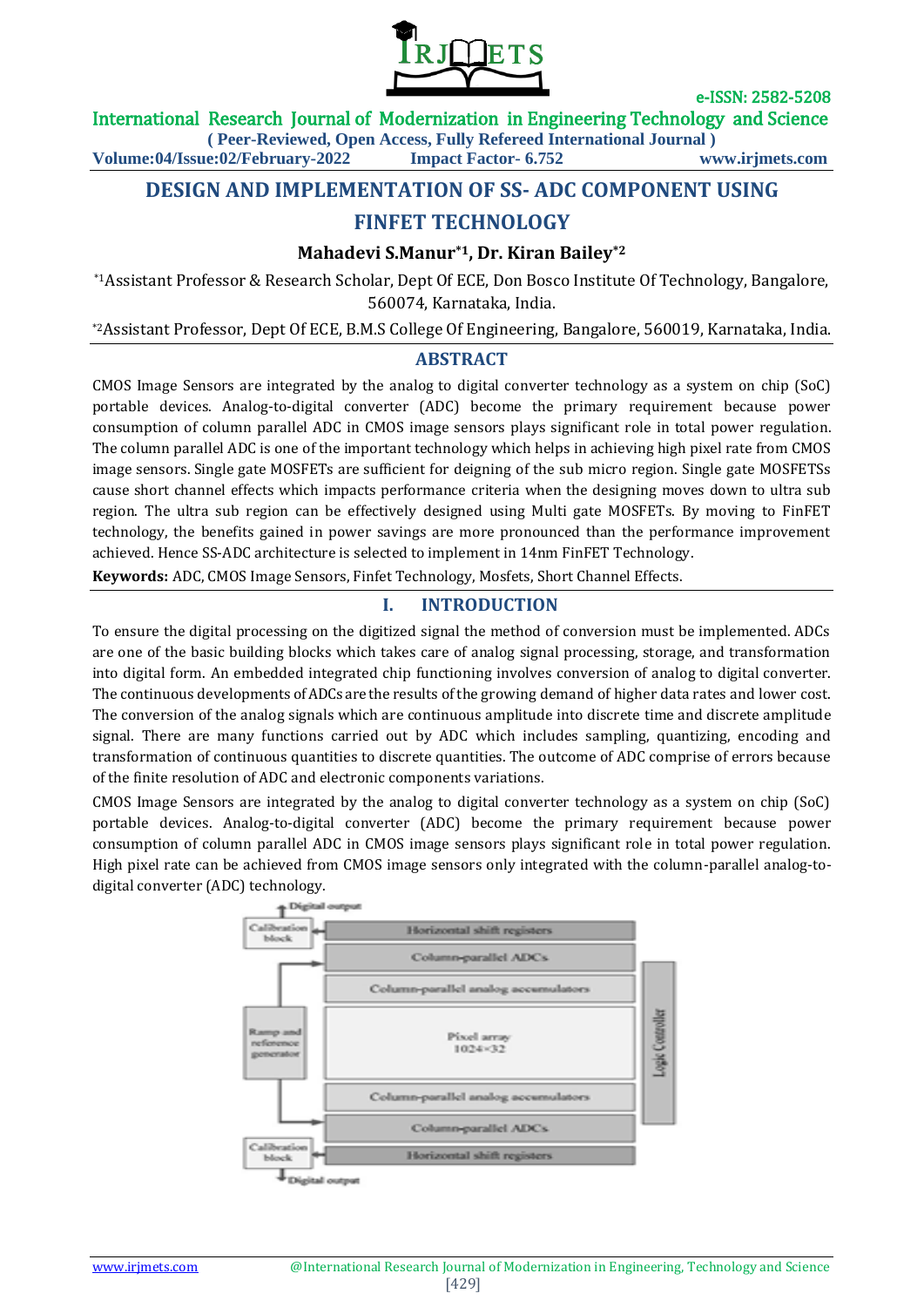# DESIGN AND IMPLEMENTATION OF SS- ADC COMPONENT USING FINFET TECHNOLOGY

**Mahadevi S.Manur*1, Dr. Kiran Bailey*2**

*1Assistant Professor & Research Scholar, Dept Of ECE, Don Bosco Institute Of Technology, Bangalore, 560074, Karnataka, India.

*2Assistant Professor, Dept Of ECE, B.M.S College Of Engineering, Bangalore, 560019, Karnataka, India.

## ABSTRACT

CMOS Image Sensors are integrated by the analog to digital converter technology as a system on chip (SoC) portable devices. Analog-to-digital converter (ADC) become the primary requirement because power consumption of column parallel ADC in CMOS image sensors plays significant role in total power regulation. The column parallel ADC is one of the important technology which helps in achieving high pixel rate from CMOS image sensors. Single gate MOSFETs are sufficient for deigning of the sub micro region. Single gate MOSFETSs cause short channel effects which impacts performance criteria when the designing moves down to ultra sub region. The ultra sub region can be effectively designed using Multi gate MOSFETs. By moving to FinFET technology, the benefits gained in power savings are more pronounced than the performance improvement achieved. Hence SS-ADC architecture is selected to implement in 14nm FinFET Technology.

**Keywords:** ADC, CMOS Image Sensors, Finfet Technology, Mosfets, Short Channel Effects.

## I. INTRODUCTION

To ensure the digital processing on the digitized signal the method of conversion must be implemented. ADCs are one of the basic building blocks which takes care of analog signal processing, storage, and transformation into digital form. An embedded integrated chip functioning involves conversion of analog to digital converter. The continuous developments of ADCs are the results of the growing demand of higher data rates and lower cost. The conversion of the analog signals which are continuous amplitude into discrete time and discrete amplitude signal. There are many functions carried out by ADC which includes sampling, quantizing, encoding and transformation of continuous quantities to discrete quantities. The outcome of ADC comprise of errors because of the finite resolution of ADC and electronic components variations.

CMOS Image Sensors are integrated by the analog to digital converter technology as a system on chip (SoC) portable devices. Analog-to-digital converter (ADC) become the primary requirement because power consumption of column parallel ADC in CMOS image sensors plays significant role in total power regulation. High pixel rate can be achieved from CMOS image sensors only integrated with the column-parallel analog-to-digital converter (ADC) technology.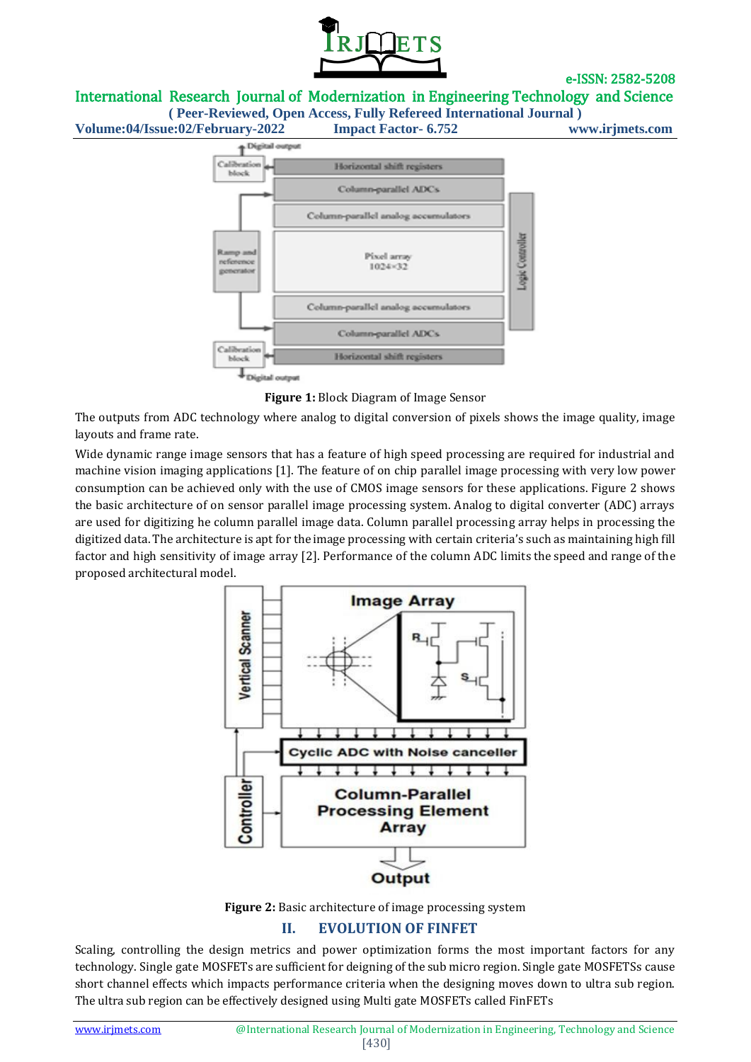**Figure 1:** Block Diagram of Image Sensor

The outputs from ADC technology where analog to digital conversion of pixels shows the image quality, image layouts and frame rate.

Wide dynamic range image sensors that has a feature of high speed processing are required for industrial and machine vision imaging applications [1]. The feature of on chip parallel image processing with very low power consumption can be achieved only with the use of CMOS image sensors for these applications. Figure 2 shows the basic architecture of on sensor parallel image processing system. Analog to digital converter (ADC) arrays are used for digitizing he column parallel image data. Column parallel processing array helps in processing the digitized data. The architecture is apt for the image processing with certain criteria's such as maintaining high fill factor and high sensitivity of image array [2]. Performance of the column ADC limits the speed and range of the proposed architectural model.

**Figure 2:** Basic architecture of image processing system

## II. EVOLUTION OF FINFET

Scaling, controlling the design metrics and power optimization forms the most important factors for any technology. Single gate MOSFETs are sufficient for deigning of the sub micro region. Single gate MOSFETSs cause short channel effects which impacts performance criteria when the designing moves down to ultra sub region. The ultra sub region can be effectively designed using Multi gate MOSFETs called FinFETs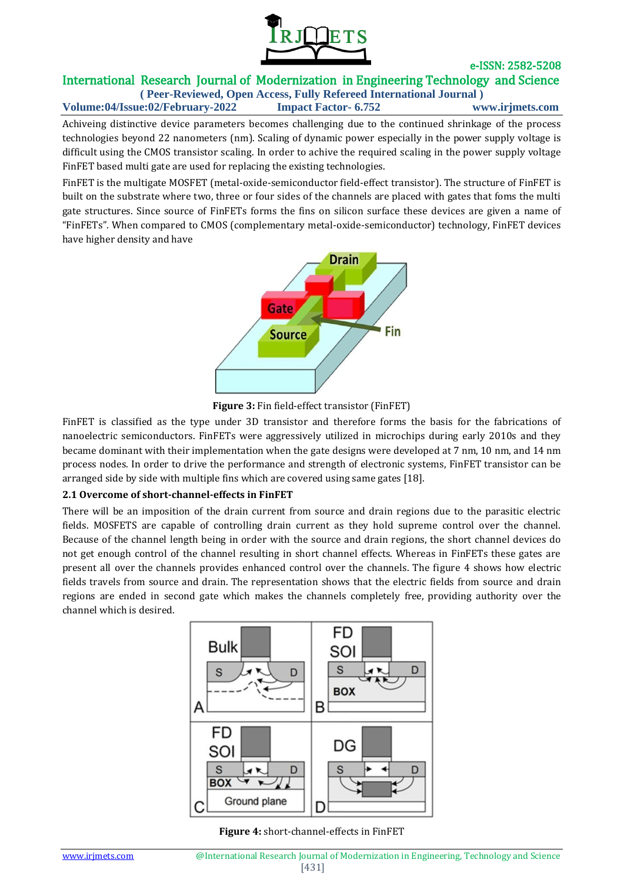Achieving distinctive device parameters becomes challenging due to the continued shrinkage of the process technologies beyond 22 nanometers (nm). Scaling of dynamic power especially in the power supply voltage is difficult using the CMOS transistor scaling. In order to achive the required scaling in the power supply voltage FinFET based multi gate are used for replacing the existing technologies.

FinFET is the multigate MOSFET (metal-oxide-semiconductor field-effect transistor). The structure of FinFET is built on the substrate where two, three or four sides of the channels are placed with gates that foms the multi gate structures. Since source of FinFETs forms the fins on silicon surface these devices are given a name of "FinFETs". When compared to CMOS (complementary metal-oxide-semiconductor) technology, FinFET devices have higher density and have

**Figure 3:** Fin field-effect transistor (FinFET)

FinFET is classified as the type under 3D transistor and therefore forms the basis for the fabrications of nanoelectric semiconductors. FinFETs were aggressively utilized in microchips during early 2010s and they became dominant with their implementation when the gate designs were developed at 7 nm, 10 nm, and 14 nm process nodes. In order to drive the performance and strength of electronic systems, FinFET transistor can be arranged side by side with multiple fins which are covered using same gates [18].

### 2.1 Overcome of short-channel-effects in FinFET

There will be an imposition of the drain current from source and drain regions due to the parasitic electric fields. MOSFETS are capable of controlling drain current as they hold supreme control over the channel. Because of the channel length being in order with the source and drain regions, the short channel devices do not get enough control of the channel resulting in short channel effects. Whereas in FinFETs these gates are present all over the channels provides enhanced control over the channels. The figure 4 shows how electric fields travels from source and drain. The representation shows that the electric fields from source and drain regions are ended in second gate which makes the channels completely free, providing authority over the channel which is desired.

**Figure 4:** short-channel-effects in FinFET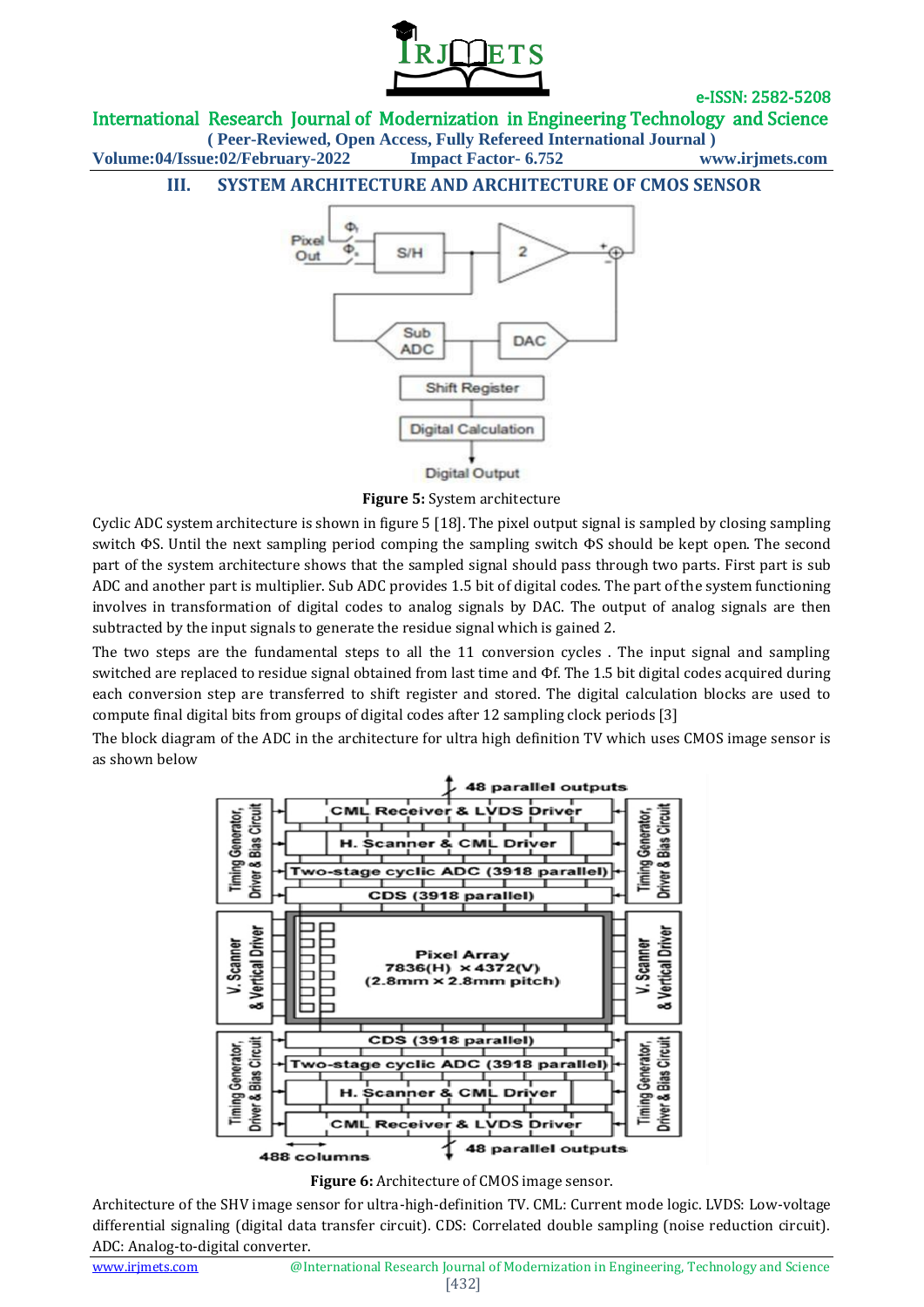## III. SYSTEM ARCHITECTURE AND ARCHITECTURE OF CMOS SENSOR

**Figure 5:** System architecture

Cyclic ADC system architecture is shown in figure 5 [18]. The pixel output signal is sampled by closing sampling switch ΦS. Until the next sampling period comping the sampling switch ΦS should be kept open. The second part of the system architecture shows that the sampled signal should pass through two parts. First part is sub ADC and another part is multiplier. Sub ADC provides 1.5 bit of digital codes. The part of the system functioning involves in transformation of digital codes to analog signals by DAC. The output of analog signals are then subtracted by the input signals to generate the residue signal which is gained 2.

The two steps are the fundamental steps to all the 11 conversion cycles . The input signal and sampling switched are replaced to residue signal obtained from last time and Φf. The 1.5 bit digital codes acquired during each conversion step are transferred to shift register and stored. The digital calculation blocks are used to compute final digital bits from groups of digital codes after 12 sampling clock periods [3]

The block diagram of the ADC in the architecture for ultra high definition TV which uses CMOS image sensor is as shown below

**Figure 6:** Architecture of CMOS image sensor.

Architecture of the SHV image sensor for ultra-high-definition TV. CML: Current mode logic. LVDS: Low-voltage differential signaling (digital data transfer circuit). CDS: Correlated double sampling (noise reduction circuit). ADC: Analog-to-digital converter.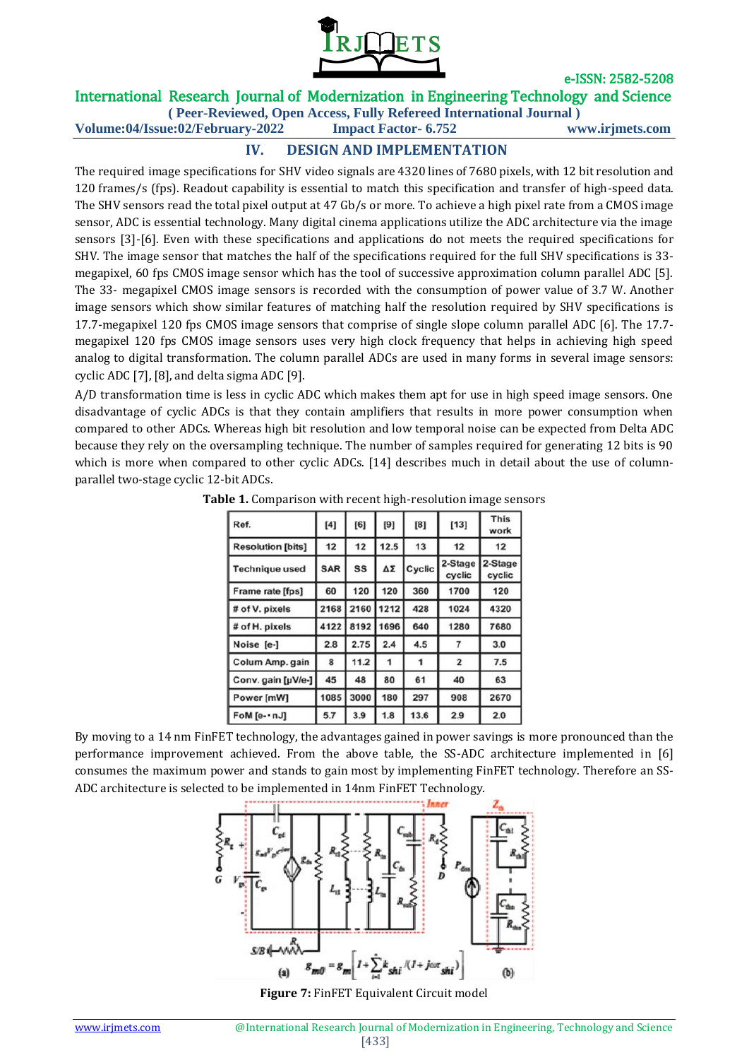## IV. DESIGN AND IMPLEMENTATION

The required image specifications for SHV video signals are 4320 lines of 7680 pixels, with 12 bit resolution and 120 frames/s (fps). Readout capability is essential to match this specification and transfer of high-speed data. The SHV sensors read the total pixel output at 47 Gb/s or more. To achieve a high pixel rate from a CMOS image sensor, ADC is essential technology. Many digital cinema applications utilize the ADC architecture via the image sensors [3]-[6]. Even with these specifications and applications do not meets the required specifications for SHV. The image sensor that matches the half of the specifications required for the full SHV specifications is 33-megapixel, 60 fps CMOS image sensor which has the tool of successive approximation column parallel ADC [5]. The 33- megapixel CMOS image sensors is recorded with the consumption of power value of 3.7 W. Another image sensors which show similar features of matching half the resolution required by SHV specifications is 17.7-megapixel 120 fps CMOS image sensors that comprise of single slope column parallel ADC [6]. The 17.7-megapixel 120 fps CMOS image sensors uses very high clock frequency that helps in achieving high speed analog to digital transformation. The column parallel ADCs are used in many forms in several image sensors: cyclic ADC [7], [8], and delta sigma ADC [9].

A/D transformation time is less in cyclic ADC which makes them apt for use in high speed image sensors. One disadvantage of cyclic ADCs is that they contain amplifiers that results in more power consumption when compared to other ADCs. Whereas high bit resolution and low temporal noise can be expected from Delta ADC because they rely on the oversampling technique. The number of samples required for generating 12 bits is 90 which is more when compared to other cyclic ADCs. [14] describes much in detail about the use of column-parallel two-stage cyclic 12-bit ADCs.

**Table 1.** Comparison with recent high-resolution image sensors

| Ref. | [4] | [6] | [9] | [8] | [13] | This work |
|---|---|---|---|---|---|---|
| Resolution [bits] | 12 | 12 | 12.5 | 13 | 12 | 12 |
| Technique used | SAR | SS | ΔΣ | Cyclic | 2-Stage cyclic | 2-Stage cyclic |
| Frame rate [fps] | 60 | 120 | 120 | 360 | 1700 | 120 |
| # of V. pixels | 2168 | 2160 | 1212 | 428 | 1024 | 4320 |
| # of H. pixels | 4122 | 8192 | 1696 | 640 | 1280 | 7680 |
| Noise [e-] | 2.8 | 2.75 | 2.4 | 4.5 | 7 | 3.0 |
| Colum Amp. gain | 8 | 11.2 | 1 | 1 | 2 | 7.5 |
| Conv. gain [μV/e-] | 45 | 48 | 80 | 61 | 40 | 63 |
| Power [mW] | 1085 | 3000 | 180 | 297 | 908 | 2670 |
| FoM [e-・nJ] | 5.7 | 3.9 | 1.8 | 13.6 | 2.9 | 2.0 |

By moving to a 14 nm FinFET technology, the advantages gained in power savings is more pronounced than the performance improvement achieved. From the above table, the SS-ADC architecture implemented in [6] consumes the maximum power and stands to gain most by implementing FinFET technology. Therefore an SS-ADC architecture is selected to be implemented in 14nm FinFET Technology.

$$g_{m0} = g_m\left[1 + \sum_{i=1}^{n} k_{shi}/(1 + j\omega\tau_{shi})\right]$$

**Figure 7:** FinFET Equivalent Circuit model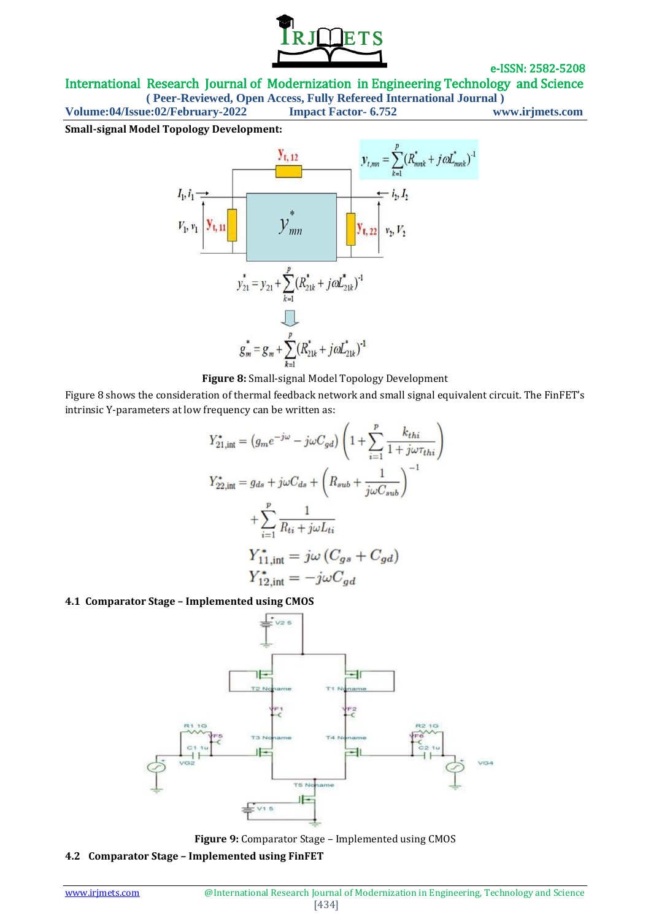**Small-signal Model Topology Development:**

**Figure 8:** Small-signal Model Topology Development

Figure 8 shows the consideration of thermal feedback network and small signal equivalent circuit. The FinFET's intrinsic Y-parameters at low frequency can be written as:

$$Y^{*}_{21,\text{int}} = \left(g_m e^{-j\omega} - j\omega C_{gd}\right)\left(1 + \sum_{i=1}^{p} \frac{k_{thi}}{1 + j\omega\tau_{thi}}\right)$$

$$Y^{*}_{22,\text{int}} = g_{ds} + j\omega C_{ds} + \left(R_{sub} + \frac{1}{j\omega C_{sub}}\right)^{-1} + \sum_{i=1}^{p} \frac{1}{R_{ti} + j\omega L_{ti}}$$

$$Y^{*}_{11,\text{int}} = j\omega\left(C_{gs} + C_{gd}\right)$$

$$Y^{*}_{12,\text{int}} = -j\omega C_{gd}$$

### 4.1 Comparator Stage – Implemented using CMOS

**Figure 9:** Comparator Stage – Implemented using CMOS

### 4.2 Comparator Stage – Implemented using FinFET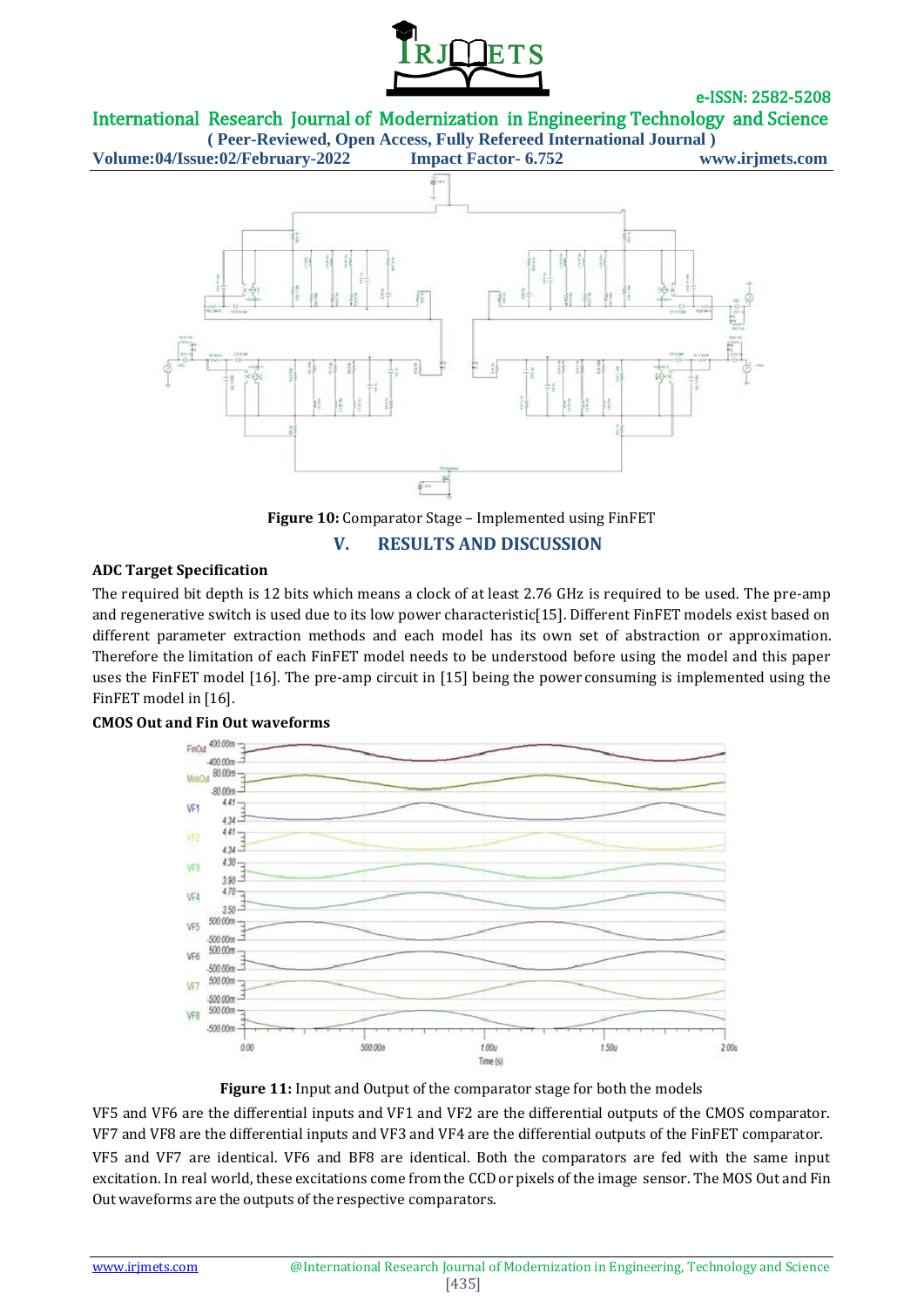**Figure 10:** Comparator Stage – Implemented using FinFET

## V. RESULTS AND DISCUSSION

### ADC Target Specification

The required bit depth is 12 bits which means a clock of at least 2.76 GHz is required to be used. The pre-amp and regenerative switch is used due to its low power characteristic[15]. Different FinFET models exist based on different parameter extraction methods and each model has its own set of abstraction or approximation. Therefore the limitation of each FinFET model needs to be understood before using the model and this paper uses the FinFET model [16]. The pre-amp circuit in [15] being the power consuming is implemented using the FinFET model in [16].

### CMOS Out and Fin Out waveforms

**Figure 11:** Input and Output of the comparator stage for both the models

VF5 and VF6 are the differential inputs and VF1 and VF2 are the differential outputs of the CMOS comparator. VF7 and VF8 are the differential inputs and VF3 and VF4 are the differential outputs of the FinFET comparator. VF5 and VF7 are identical. VF6 and BF8 are identical. Both the comparators are fed with the same input excitation. In real world, these excitations come from the CCD or pixels of the image sensor. The MOS Out and Fin Out waveforms are the outputs of the respective comparators.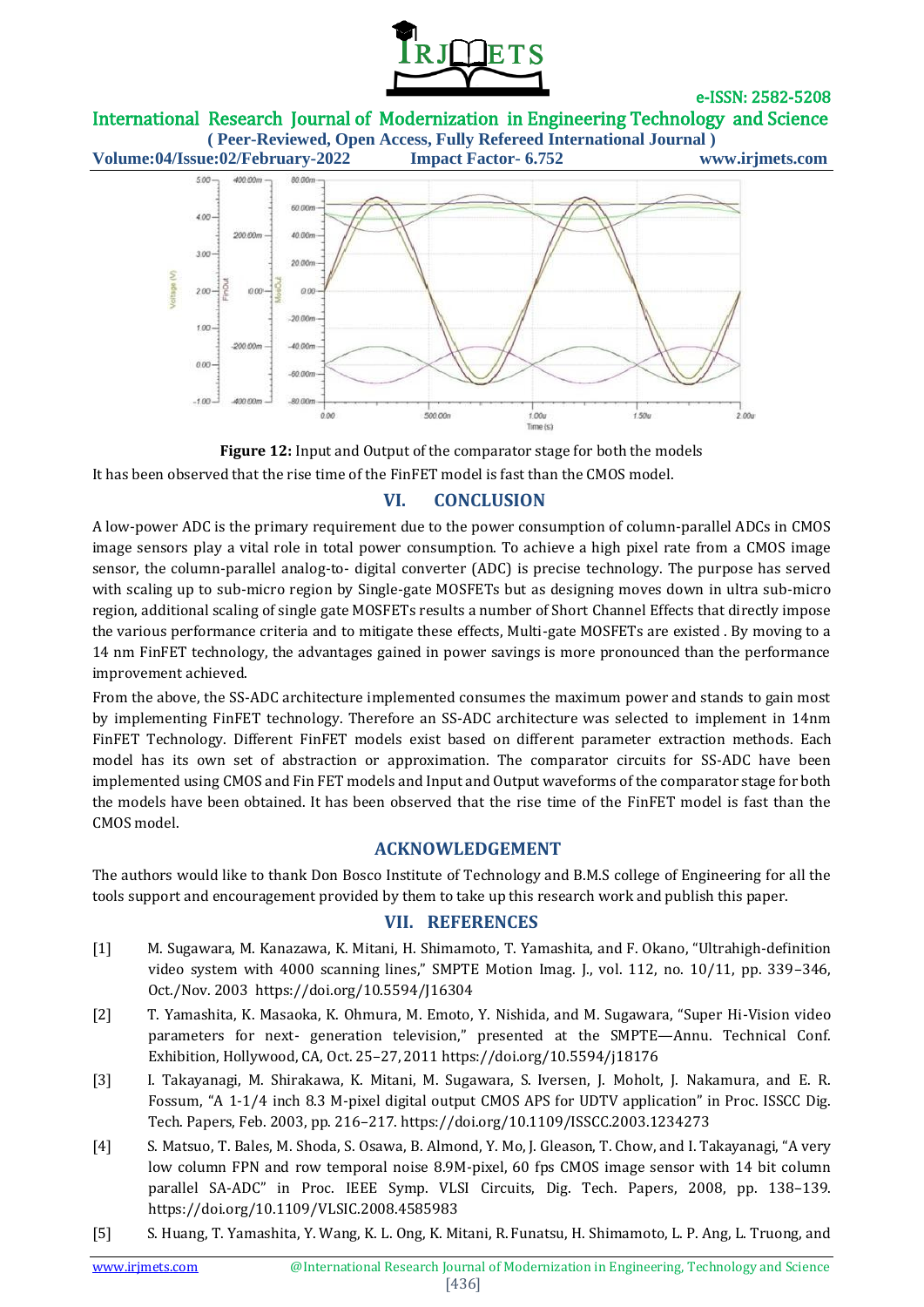**Figure 12:** Input and Output of the comparator stage for both the models

It has been observed that the rise time of the FinFET model is fast than the CMOS model.

## VI. CONCLUSION

A low-power ADC is the primary requirement due to the power consumption of column-parallel ADCs in CMOS image sensors play a vital role in total power consumption. To achieve a high pixel rate from a CMOS image sensor, the column-parallel analog-to- digital converter (ADC) is precise technology. The purpose has served with scaling up to sub-micro region by Single-gate MOSFETs but as designing moves down in ultra sub-micro region, additional scaling of single gate MOSFETs results a number of Short Channel Effects that directly impose the various performance criteria and to mitigate these effects, Multi-gate MOSFETs are existed . By moving to a 14 nm FinFET technology, the advantages gained in power savings is more pronounced than the performance improvement achieved.

From the above, the SS-ADC architecture implemented consumes the maximum power and stands to gain most by implementing FinFET technology. Therefore an SS-ADC architecture was selected to implement in 14nm FinFET Technology. Different FinFET models exist based on different parameter extraction methods. Each model has its own set of abstraction or approximation. The comparator circuits for SS-ADC have been implemented using CMOS and Fin FET models and Input and Output waveforms of the comparator stage for both the models have been obtained. It has been observed that the rise time of the FinFET model is fast than the CMOS model.

## ACKNOWLEDGEMENT

The authors would like to thank Don Bosco Institute of Technology and B.M.S college of Engineering for all the tools support and encouragement provided by them to take up this research work and publish this paper.

## VII. REFERENCES

[1] M. Sugawara, M. Kanazawa, K. Mitani, H. Shimamoto, T. Yamashita, and F. Okano, "Ultrahigh-definition video system with 4000 scanning lines," SMPTE Motion Imag. J., vol. 112, no. 10/11, pp. 339–346, Oct./Nov. 2003 https://doi.org/10.5594/J16304

[2] T. Yamashita, K. Masaoka, K. Ohmura, M. Emoto, Y. Nishida, and M. Sugawara, "Super Hi-Vision video parameters for next- generation television," presented at the SMPTE—Annu. Technical Conf. Exhibition, Hollywood, CA, Oct. 25–27, 2011 https://doi.org/10.5594/j18176

[3] I. Takayanagi, M. Shirakawa, K. Mitani, M. Sugawara, S. Iversen, J. Moholt, J. Nakamura, and E. R. Fossum, "A 1-1/4 inch 8.3 M-pixel digital output CMOS APS for UDTV application" in Proc. ISSCC Dig. Tech. Papers, Feb. 2003, pp. 216–217. https://doi.org/10.1109/ISSCC.2003.1234273

[4] S. Matsuo, T. Bales, M. Shoda, S. Osawa, B. Almond, Y. Mo, J. Gleason, T. Chow, and I. Takayanagi, "A very low column FPN and row temporal noise 8.9M-pixel, 60 fps CMOS image sensor with 14 bit column parallel SA-ADC" in Proc. IEEE Symp. VLSI Circuits, Dig. Tech. Papers, 2008, pp. 138–139. https://doi.org/10.1109/VLSIC.2008.4585983

[5] S. Huang, T. Yamashita, Y. Wang, K. L. Ong, K. Mitani, R. Funatsu, H. Shimamoto, L. P. Ang, L. Truong, and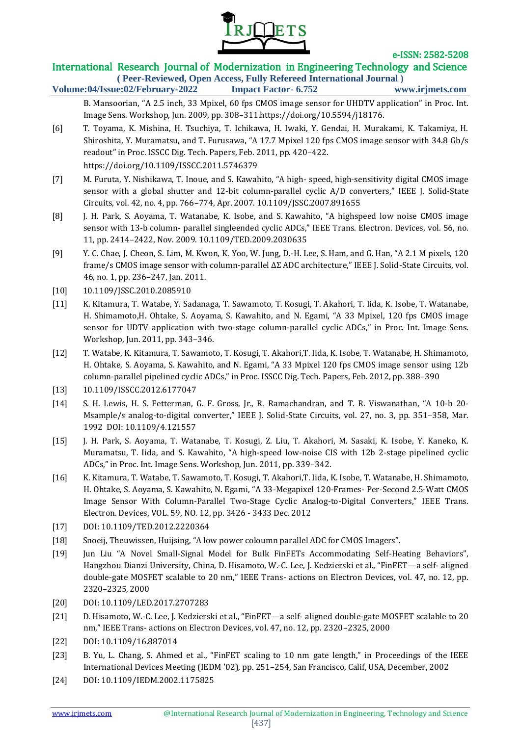B. Mansoorian, "A 2.5 inch, 33 Mpixel, 60 fps CMOS image sensor for UHDTV application" in Proc. Int. Image Sens. Workshop, Jun. 2009, pp. 308–311.https://doi.org/10.5594/j18176.

[6] T. Toyama, K. Mishina, H. Tsuchiya, T. Ichikawa, H. Iwaki, Y. Gendai, H. Murakami, K. Takamiya, H. Shiroshita, Y. Muramatsu, and T. Furusawa, "A 17.7 Mpixel 120 fps CMOS image sensor with 34.8 Gb/s readout" in Proc. ISSCC Dig. Tech. Papers, Feb. 2011, pp. 420–422. https://doi.org/10.1109/ISSCC.2011.5746379

[7] M. Furuta, Y. Nishikawa, T. Inoue, and S. Kawahito, "A high- speed, high-sensitivity digital CMOS image sensor with a global shutter and 12-bit column-parallel cyclic A/D converters," IEEE J. Solid-State Circuits, vol. 42, no. 4, pp. 766–774, Apr. 2007. 10.1109/JSSC.2007.891655

[8] J. H. Park, S. Aoyama, T. Watanabe, K. Isobe, and S. Kawahito, "A highspeed low noise CMOS image sensor with 13-b column- parallel singleended cyclic ADCs," IEEE Trans. Electron. Devices, vol. 56, no. 11, pp. 2414–2422, Nov. 2009. 10.1109/TED.2009.2030635

[9] Y. C. Chae, J. Cheon, S. Lim, M. Kwon, K. Yoo, W. Jung, D.-H. Lee, S. Ham, and G. Han, "A 2.1 M pixels, 120 frame/s CMOS image sensor with column-parallel ΔΣ ADC architecture," IEEE J. Solid-State Circuits, vol. 46, no. 1, pp. 236–247, Jan. 2011.

[10] 10.1109/JSSC.2010.2085910

[11] K. Kitamura, T. Watabe, Y. Sadanaga, T. Sawamoto, T. Kosugi, T. Akahori, T. Iida, K. Isobe, T. Watanabe, H. Shimamoto,H. Ohtake, S. Aoyama, S. Kawahito, and N. Egami, "A 33 Mpixel, 120 fps CMOS image sensor for UDTV application with two-stage column-parallel cyclic ADCs," in Proc. Int. Image Sens. Workshop, Jun. 2011, pp. 343–346.

[12] T. Watabe, K. Kitamura, T. Sawamoto, T. Kosugi, T. Akahori,T. Iida, K. Isobe, T. Watanabe, H. Shimamoto, H. Ohtake, S. Aoyama, S. Kawahito, and N. Egami, "A 33 Mpixel 120 fps CMOS image sensor using 12b column-parallel pipelined cyclic ADCs," in Proc. ISSCC Dig. Tech. Papers, Feb. 2012, pp. 388–390

[13] 10.1109/ISSCC.2012.6177047

[14] S. H. Lewis, H. S. Fetterman, G. F. Gross, Jr., R. Ramachandran, and T. R. Viswanathan, "A 10-b 20-Msample/s analog-to-digital converter," IEEE J. Solid-State Circuits, vol. 27, no. 3, pp. 351–358, Mar. 1992 DOI: 10.1109/4.121557

[15] J. H. Park, S. Aoyama, T. Watanabe, T. Kosugi, Z. Liu, T. Akahori, M. Sasaki, K. Isobe, Y. Kaneko, K. Muramatsu, T. Iida, and S. Kawahito, "A high-speed low-noise CIS with 12b 2-stage pipelined cyclic ADCs," in Proc. Int. Image Sens. Workshop, Jun. 2011, pp. 339–342.

[16] K. Kitamura, T. Watabe, T. Sawamoto, T. Kosugi, T. Akahori,T. Iida, K. Isobe, T. Watanabe, H. Shimamoto, H. Ohtake, S. Aoyama, S. Kawahito, N. Egami, "A 33-Megapixel 120-Frames- Per-Second 2.5-Watt CMOS Image Sensor With Column-Parallel Two-Stage Cyclic Analog-to-Digital Converters," IEEE Trans. Electron. Devices, VOL. 59, NO. 12, pp. 3426 - 3433 Dec. 2012

[17] DOI: 10.1109/TED.2012.2220364

[18] Snoeij, Theuwissen, Huijsing, "A low power coloumn parallel ADC for CMOS Imagers".

[19] Jun Liu "A Novel Small-Signal Model for Bulk FinFETs Accommodating Self-Heating Behaviors", Hangzhou Dianzi University, China, D. Hisamoto, W.-C. Lee, J. Kedzierski et al., "FinFET—a self- aligned double-gate MOSFET scalable to 20 nm," IEEE Trans- actions on Electron Devices, vol. 47, no. 12, pp. 2320–2325, 2000

[20] DOI: 10.1109/LED.2017.2707283

[21] D. Hisamoto, W.-C. Lee, J. Kedzierski et al., "FinFET—a self- aligned double-gate MOSFET scalable to 20 nm," IEEE Trans- actions on Electron Devices, vol. 47, no. 12, pp. 2320–2325, 2000

[22] DOI: 10.1109/16.887014

[23] B. Yu, L. Chang, S. Ahmed et al., "FinFET scaling to 10 nm gate length," in Proceedings of the IEEE International Devices Meeting (IEDM '02), pp. 251–254, San Francisco, Calif, USA, December, 2002

[24] DOI: 10.1109/IEDM.2002.1175825